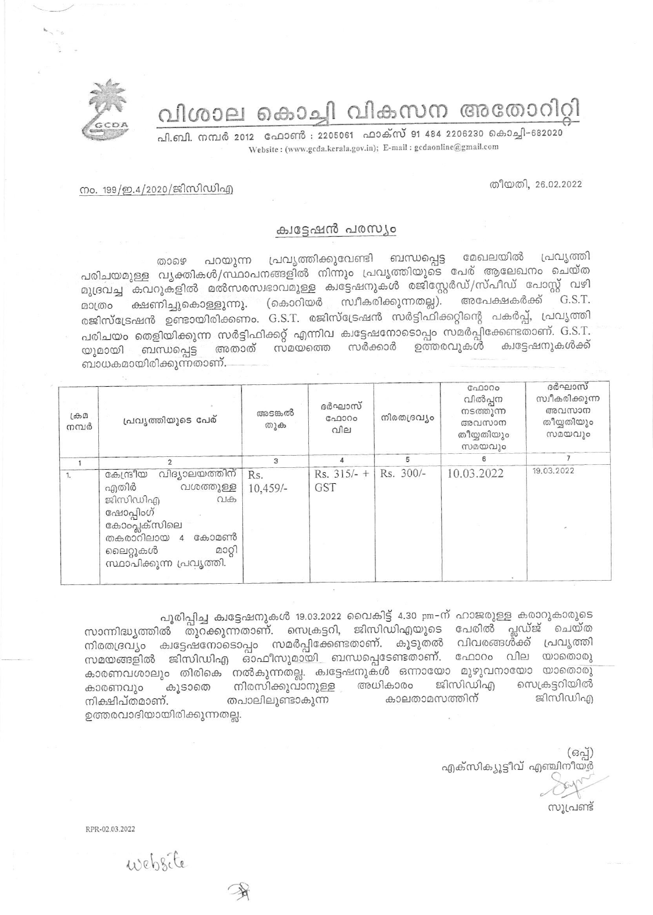# വിശാല കൊച്ചി വികസന അതോറിറ്റി

പി.ബി. നമ്പർ 2012 ഫോൺ : 2205061 ഫാക്സ് 91 484 2206230 കൊച്ചി-682020

Website : (www.gcda.kerala.gov.in); E-mail : gcdaonline@gmail.com

നം. 199/ഇ.4/2020/ജിസിഡിഎ

തീയതി, 26.02.2022

## ക്വട്ടേഷൻ പരസ്യം

താഴെ പറയുന്ന പ്രവൃത്തിക്കുവേണ്ടി ബന്ധപ്പെട്ട മേഖലയിൽ പ്രവൃത്തി പരിചയമുള്ള വ്യക്തികൾ/സ്ഥാപനങ്ങളിൽ നിന്നും പ്രവൃത്തിയുടെ പേര് ആലേഖനം ചെയ്ത മുദ്രവച്ച കവറുകളിൽ മൽസരസ്വഭാവമുള്ള ക്വട്ടേഷനുകൾ രജിസ്റ്റേർഡ്/സ്പീഡ് പോസ്റ്റ് വഴി മാത്രം ക്ഷണിച്ചുകൊള്ളുന്നു. (കൊറിയർ സ്വീകരിക്കുന്നതല്ല). അപേക്ഷകർക്ക് G.S.T. രജിസ്ട്രേഷൻ ഉണ്ടായിരിക്കണം. G.S.T. രജിസ്ട്രേഷൻ സർട്ടിഫിക്കറ്റിന്റെ പകർപ്പ്, പ്രവൃത്തി പരിചയം തെളിയിക്കുന്ന സർട്ടിഫിക്കറ്റ് എന്നിവ ക്വട്ടേഷനോടൊപ്പം സമർപ്പിക്കേണ്ടതാണ്. G.S.T. യുമായി ബന്ധപ്പെട്ട അതാത് സമയത്തെ സർക്കാർ ഉത്തരവുകൾ ക്വട്ടേഷനുകൾക്ക് ബാധകമായിരിക്കുന്നതാണ്.

| ക്രമ നമ്പർ | പ്രവൃത്തിയുടെ പേര് | അടങ്കൽ തുക | ദർഘാസ് ഫോറം വില | നിരതദ്രവ്യം | ഫോറം വിൽപ്പന നടത്തുന്ന അവസാന തീയ്യതിയും സമയവും | ദർഘാസ് സ്വീകരിക്കുന്ന അവസാന തീയ്യതിയും സമയവും |
|---|---|---|---|---|---|---|
| 1 | 2 | 3 | 4 | 5 | 6 | 7 |
| 1. | കേന്ദ്രീയ വിദ്യാലയത്തിന് എതിർ വശത്തുള്ള ജിസിഡിഎ വക ഷോപ്പിംഗ് കോംപ്ലക്സിലെ തകരാറിലായ 4 കോമൺ ലൈറ്റുകൾ മാറ്റി സ്ഥാപിക്കുന്ന പ്രവൃത്തി. | Rs. 10,459/- | Rs. 315/- + GST | Rs. 300/- | 10.03.2022 | 19.03.2022 |

പൂരിപ്പിച്ച ക്വട്ടേഷനുകൾ 19.03.2022 വൈകിട്ട് 4.30 pm-ന് ഹാജരുള്ള കരാറുകാരുടെ സാന്നിദ്ധ്യത്തിൽ തുറക്കുന്നതാണ്. സെക്രട്ടറി, ജിസിഡിഎയുടെ പേരിൽ പ്ലഡ്ജ് ചെയ്ത നിരതദ്രവ്യം ക്വട്ടേഷനോടൊപ്പം സമർപ്പിക്കേണ്ടതാണ്. കൂടുതൽ വിവരങ്ങൾക്ക് പ്രവൃത്തി സമയങ്ങളിൽ ജിസിഡിഎ ഓഫീസുമായി ബന്ധപ്പെടേണ്ടതാണ്. ഫോറം വില യാതൊരു കാരണവശാലും തിരികെ നൽകുന്നതല്ല. ക്വട്ടേഷനുകൾ ഒന്നായോ മുഴുവനായോ യാതൊരു കാരണവും കൂടാതെ നിരസിക്കുവാനുള്ള അധികാരം ജിസിഡിഎ സെക്രട്ടറിയിൽ നിക്ഷിപ്തമാണ്. തപാലിലുണ്ടാകുന്ന കാലതാമസത്തിന് ജിസിഡിഎ ഉത്തരവാദിയായിരിക്കുന്നതല്ല.

(ഒപ്പ്)
എക്സിക്യൂട്ടീവ് എഞ്ചിനീയർ

സൂപ്രണ്ട്

RPR-02.03.2022

website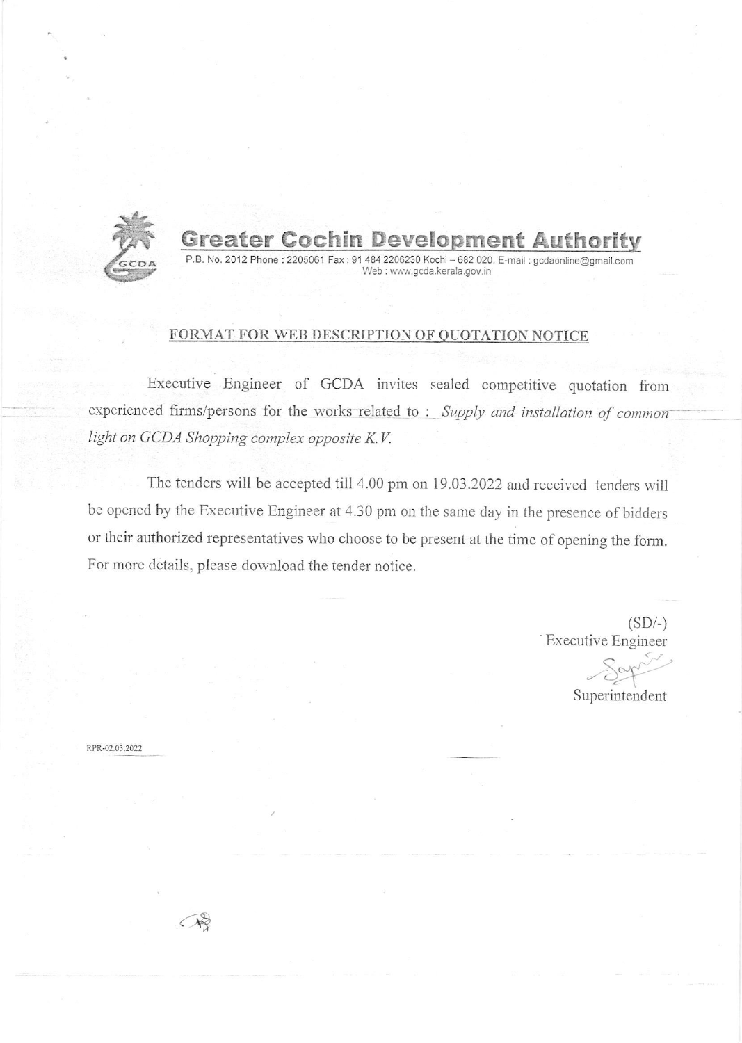# Greater Cochin Development Authority

P.B. No. 2012 Phone : 2205061 Fax : 91 484 2206230 Kochi – 682 020. E-mail : gcdaonline@gmail.com
Web : www.gcda.kerala.gov.in

## FORMAT FOR WEB DESCRIPTION OF QUOTATION NOTICE

Executive Engineer of GCDA invites sealed competitive quotation from experienced firms/persons for the works related to : *Supply and installation of common light on GCDA Shopping complex opposite K.V.*

The tenders will be accepted till 4.00 pm on 19.03.2022 and received tenders will be opened by the Executive Engineer at 4.30 pm on the same day in the presence of bidders or their authorized representatives who choose to be present at the time of opening the form. For more details, please download the tender notice.

(SD/-)
Executive Engineer

Superintendent

RPR-02.03.2022